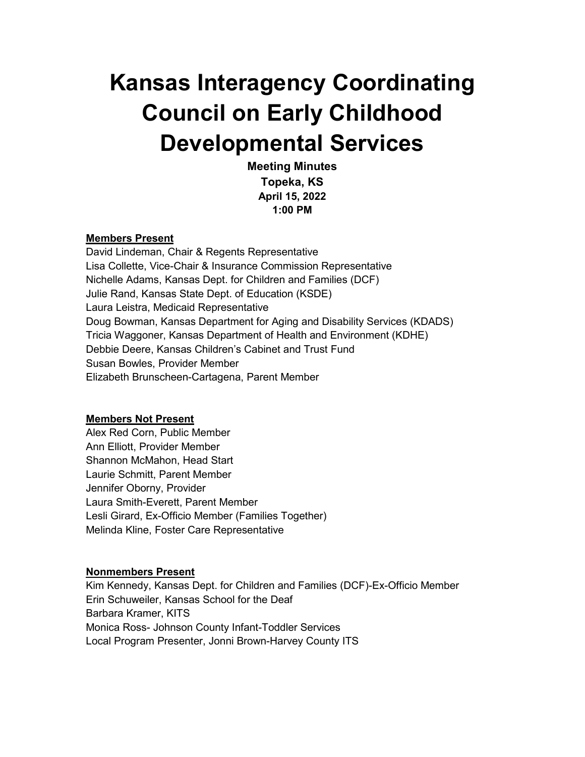# Kansas Interagency Coordinating Council on Early Childhood Developmental Services

**Meeting Minutes**
**Topeka, KS**
**April 15, 2022**
**1:00 PM**

**Members Present**

David Lindeman, Chair & Regents Representative
Lisa Collette, Vice-Chair & Insurance Commission Representative
Nichelle Adams, Kansas Dept. for Children and Families (DCF)
Julie Rand, Kansas State Dept. of Education (KSDE)
Laura Leistra, Medicaid Representative
Doug Bowman, Kansas Department for Aging and Disability Services (KDADS)
Tricia Waggoner, Kansas Department of Health and Environment (KDHE)
Debbie Deere, Kansas Children's Cabinet and Trust Fund
Susan Bowles, Provider Member
Elizabeth Brunscheen-Cartagena, Parent Member

**Members Not Present**

Alex Red Corn, Public Member
Ann Elliott, Provider Member
Shannon McMahon, Head Start
Laurie Schmitt, Parent Member
Jennifer Oborny, Provider
Laura Smith-Everett, Parent Member
Lesli Girard, Ex-Officio Member (Families Together)
Melinda Kline, Foster Care Representative

**Nonmembers Present**

Kim Kennedy, Kansas Dept. for Children and Families (DCF)-Ex-Officio Member
Erin Schuweiler, Kansas School for the Deaf
Barbara Kramer, KITS
Monica Ross- Johnson County Infant-Toddler Services
Local Program Presenter, Jonni Brown-Harvey County ITS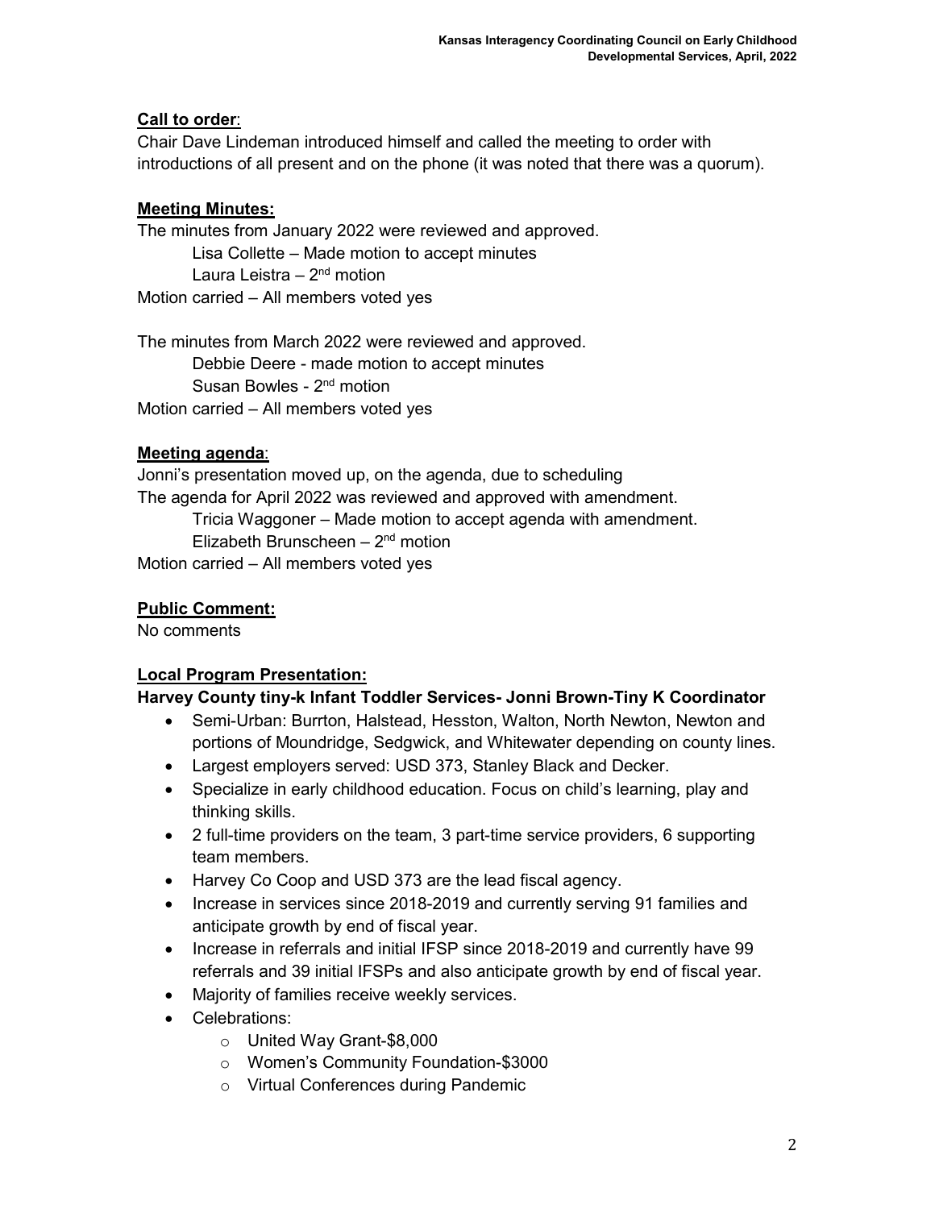**Call to order**:

Chair Dave Lindeman introduced himself and called the meeting to order with introductions of all present and on the phone (it was noted that there was a quorum).

**Meeting Minutes:**

The minutes from January 2022 were reviewed and approved.

Lisa Collette – Made motion to accept minutes

Laura Leistra – 2nd motion

Motion carried – All members voted yes

The minutes from March 2022 were reviewed and approved.

Debbie Deere - made motion to accept minutes

Susan Bowles - 2nd motion

Motion carried – All members voted yes

**Meeting agenda**:

Jonni's presentation moved up, on the agenda, due to scheduling

The agenda for April 2022 was reviewed and approved with amendment.

Tricia Waggoner – Made motion to accept agenda with amendment.

Elizabeth Brunscheen – 2nd motion

Motion carried – All members voted yes

**Public Comment:**

No comments

**Local Program Presentation:**

**Harvey County tiny-k Infant Toddler Services- Jonni Brown-Tiny K Coordinator**

- Semi-Urban: Burrton, Halstead, Hesston, Walton, North Newton, Newton and portions of Moundridge, Sedgwick, and Whitewater depending on county lines.
- Largest employers served: USD 373, Stanley Black and Decker.
- Specialize in early childhood education. Focus on child's learning, play and thinking skills.
- 2 full-time providers on the team, 3 part-time service providers, 6 supporting team members.
- Harvey Co Coop and USD 373 are the lead fiscal agency.
- Increase in services since 2018-2019 and currently serving 91 families and anticipate growth by end of fiscal year.
- Increase in referrals and initial IFSP since 2018-2019 and currently have 99 referrals and 39 initial IFSPs and also anticipate growth by end of fiscal year.
- Majority of families receive weekly services.
- Celebrations:
  - United Way Grant-$8,000
  - Women's Community Foundation-$3000
  - Virtual Conferences during Pandemic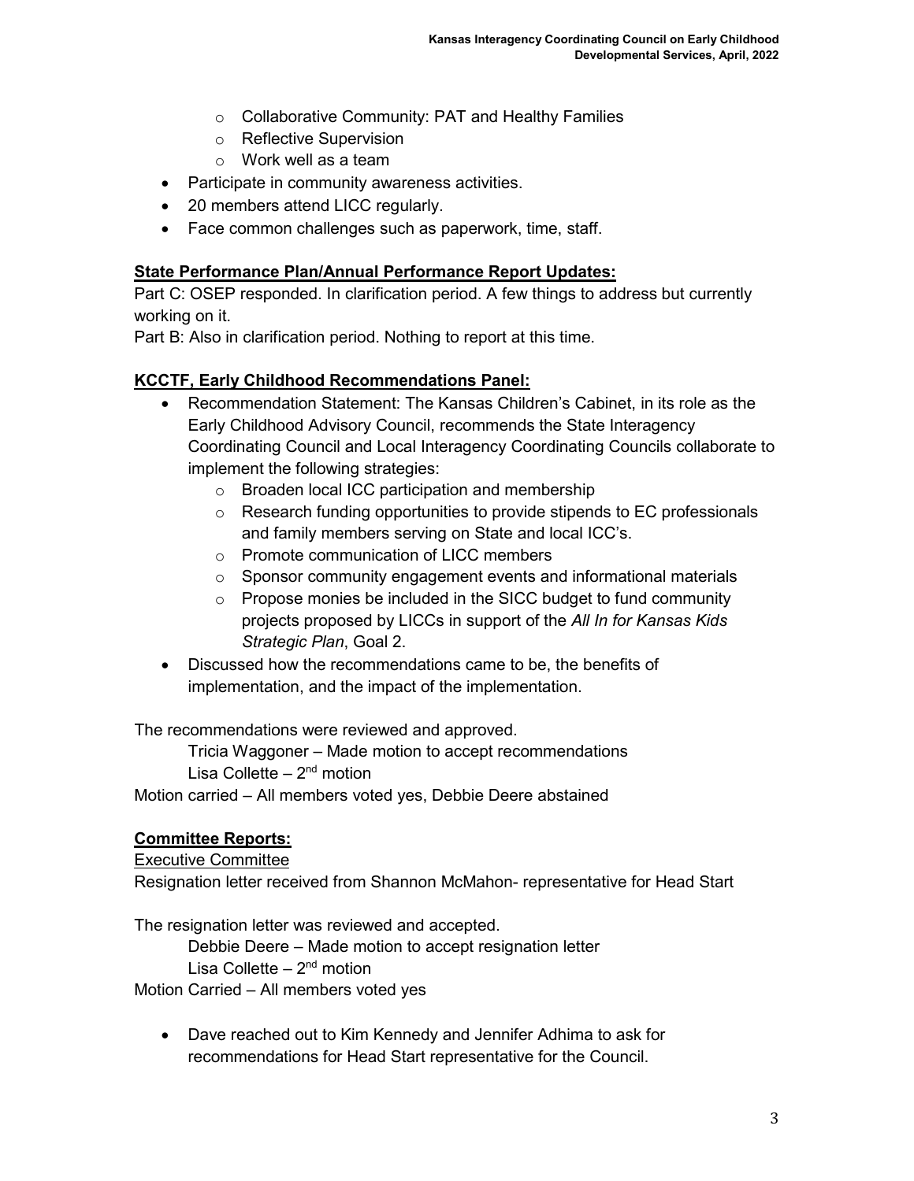- Collaborative Community: PAT and Healthy Families
    - Reflective Supervision
    - Work well as a team
- Participate in community awareness activities.
- 20 members attend LICC regularly.
- Face common challenges such as paperwork, time, staff.

**State Performance Plan/Annual Performance Report Updates:**

Part C: OSEP responded. In clarification period. A few things to address but currently working on it.

Part B: Also in clarification period. Nothing to report at this time.

**KCCTF, Early Childhood Recommendations Panel:**

- Recommendation Statement: The Kansas Children's Cabinet, in its role as the Early Childhood Advisory Council, recommends the State Interagency Coordinating Council and Local Interagency Coordinating Councils collaborate to implement the following strategies:
    - Broaden local ICC participation and membership
    - Research funding opportunities to provide stipends to EC professionals and family members serving on State and local ICC's.
    - Promote communication of LICC members
    - Sponsor community engagement events and informational materials
    - Propose monies be included in the SICC budget to fund community projects proposed by LICCs in support of the *All In for Kansas Kids Strategic Plan*, Goal 2.
- Discussed how the recommendations came to be, the benefits of implementation, and the impact of the implementation.

The recommendations were reviewed and approved.

Tricia Waggoner – Made motion to accept recommendations
Lisa Collette – 2nd motion

Motion carried – All members voted yes, Debbie Deere abstained

**Committee Reports:**

Executive Committee

Resignation letter received from Shannon McMahon- representative for Head Start

The resignation letter was reviewed and accepted.

Debbie Deere – Made motion to accept resignation letter
Lisa Collette – 2nd motion

Motion Carried – All members voted yes

- Dave reached out to Kim Kennedy and Jennifer Adhima to ask for recommendations for Head Start representative for the Council.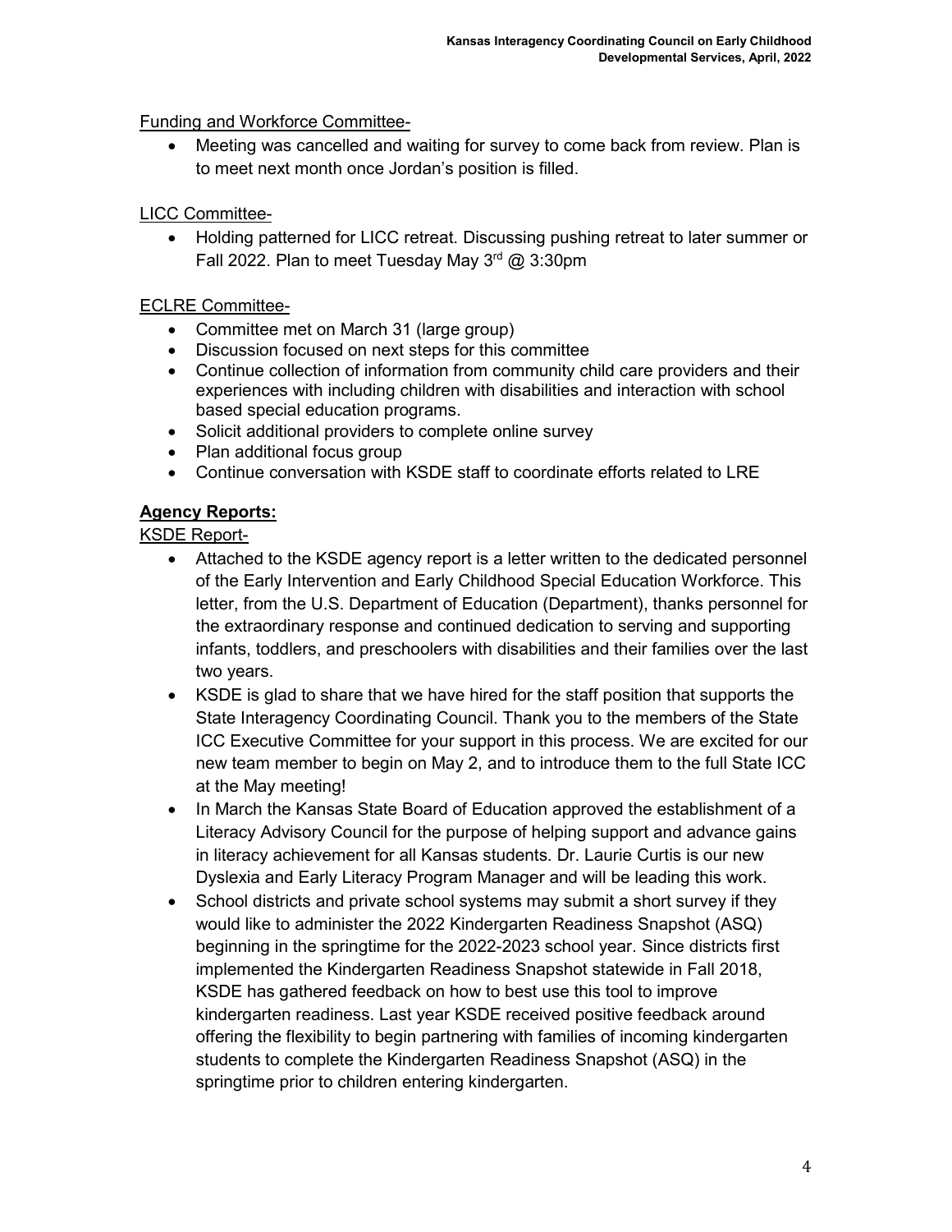Funding and Workforce Committee-

- Meeting was cancelled and waiting for survey to come back from review. Plan is to meet next month once Jordan's position is filled.

LICC Committee-

- Holding patterned for LICC retreat. Discussing pushing retreat to later summer or Fall 2022. Plan to meet Tuesday May 3rd @ 3:30pm

ECLRE Committee-

- Committee met on March 31 (large group)
- Discussion focused on next steps for this committee
- Continue collection of information from community child care providers and their experiences with including children with disabilities and interaction with school based special education programs.
- Solicit additional providers to complete online survey
- Plan additional focus group
- Continue conversation with KSDE staff to coordinate efforts related to LRE

**Agency Reports:**

KSDE Report-

- Attached to the KSDE agency report is a letter written to the dedicated personnel of the Early Intervention and Early Childhood Special Education Workforce. This letter, from the U.S. Department of Education (Department), thanks personnel for the extraordinary response and continued dedication to serving and supporting infants, toddlers, and preschoolers with disabilities and their families over the last two years.
- KSDE is glad to share that we have hired for the staff position that supports the State Interagency Coordinating Council. Thank you to the members of the State ICC Executive Committee for your support in this process. We are excited for our new team member to begin on May 2, and to introduce them to the full State ICC at the May meeting!
- In March the Kansas State Board of Education approved the establishment of a Literacy Advisory Council for the purpose of helping support and advance gains in literacy achievement for all Kansas students. Dr. Laurie Curtis is our new Dyslexia and Early Literacy Program Manager and will be leading this work.
- School districts and private school systems may submit a short survey if they would like to administer the 2022 Kindergarten Readiness Snapshot (ASQ) beginning in the springtime for the 2022-2023 school year. Since districts first implemented the Kindergarten Readiness Snapshot statewide in Fall 2018, KSDE has gathered feedback on how to best use this tool to improve kindergarten readiness. Last year KSDE received positive feedback around offering the flexibility to begin partnering with families of incoming kindergarten students to complete the Kindergarten Readiness Snapshot (ASQ) in the springtime prior to children entering kindergarten.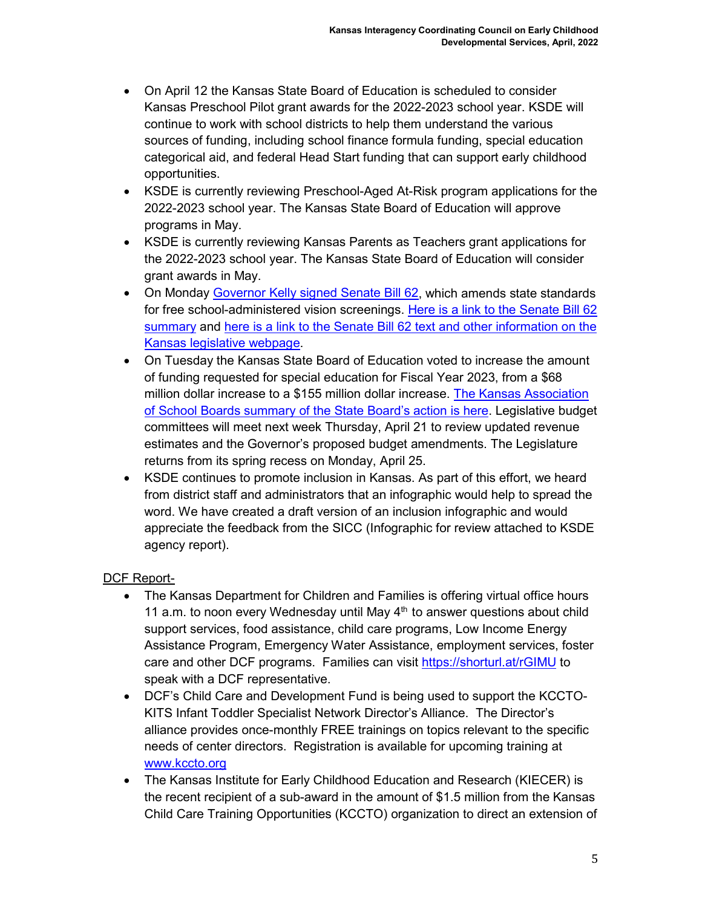- On April 12 the Kansas State Board of Education is scheduled to consider Kansas Preschool Pilot grant awards for the 2022-2023 school year. KSDE will continue to work with school districts to help them understand the various sources of funding, including school finance formula funding, special education categorical aid, and federal Head Start funding that can support early childhood opportunities.
- KSDE is currently reviewing Preschool-Aged At-Risk program applications for the 2022-2023 school year. The Kansas State Board of Education will approve programs in May.
- KSDE is currently reviewing Kansas Parents as Teachers grant applications for the 2022-2023 school year. The Kansas State Board of Education will consider grant awards in May.
- On Monday Governor Kelly signed Senate Bill 62, which amends state standards for free school-administered vision screenings. Here is a link to the Senate Bill 62 summary and here is a link to the Senate Bill 62 text and other information on the Kansas legislative webpage.
- On Tuesday the Kansas State Board of Education voted to increase the amount of funding requested for special education for Fiscal Year 2023, from a $68 million dollar increase to a $155 million dollar increase. The Kansas Association of School Boards summary of the State Board's action is here. Legislative budget committees will meet next week Thursday, April 21 to review updated revenue estimates and the Governor's proposed budget amendments. The Legislature returns from its spring recess on Monday, April 25.
- KSDE continues to promote inclusion in Kansas. As part of this effort, we heard from district staff and administrators that an infographic would help to spread the word. We have created a draft version of an inclusion infographic and would appreciate the feedback from the SICC (Infographic for review attached to KSDE agency report).

DCF Report-

- The Kansas Department for Children and Families is offering virtual office hours 11 a.m. to noon every Wednesday until May 4th to answer questions about child support services, food assistance, child care programs, Low Income Energy Assistance Program, Emergency Water Assistance, employment services, foster care and other DCF programs. Families can visit https://shorturl.at/rGIMU to speak with a DCF representative.
- DCF's Child Care and Development Fund is being used to support the KCCTO-KITS Infant Toddler Specialist Network Director's Alliance. The Director's alliance provides once-monthly FREE trainings on topics relevant to the specific needs of center directors. Registration is available for upcoming training at www.kccto.org
- The Kansas Institute for Early Childhood Education and Research (KIECER) is the recent recipient of a sub-award in the amount of $1.5 million from the Kansas Child Care Training Opportunities (KCCTO) organization to direct an extension of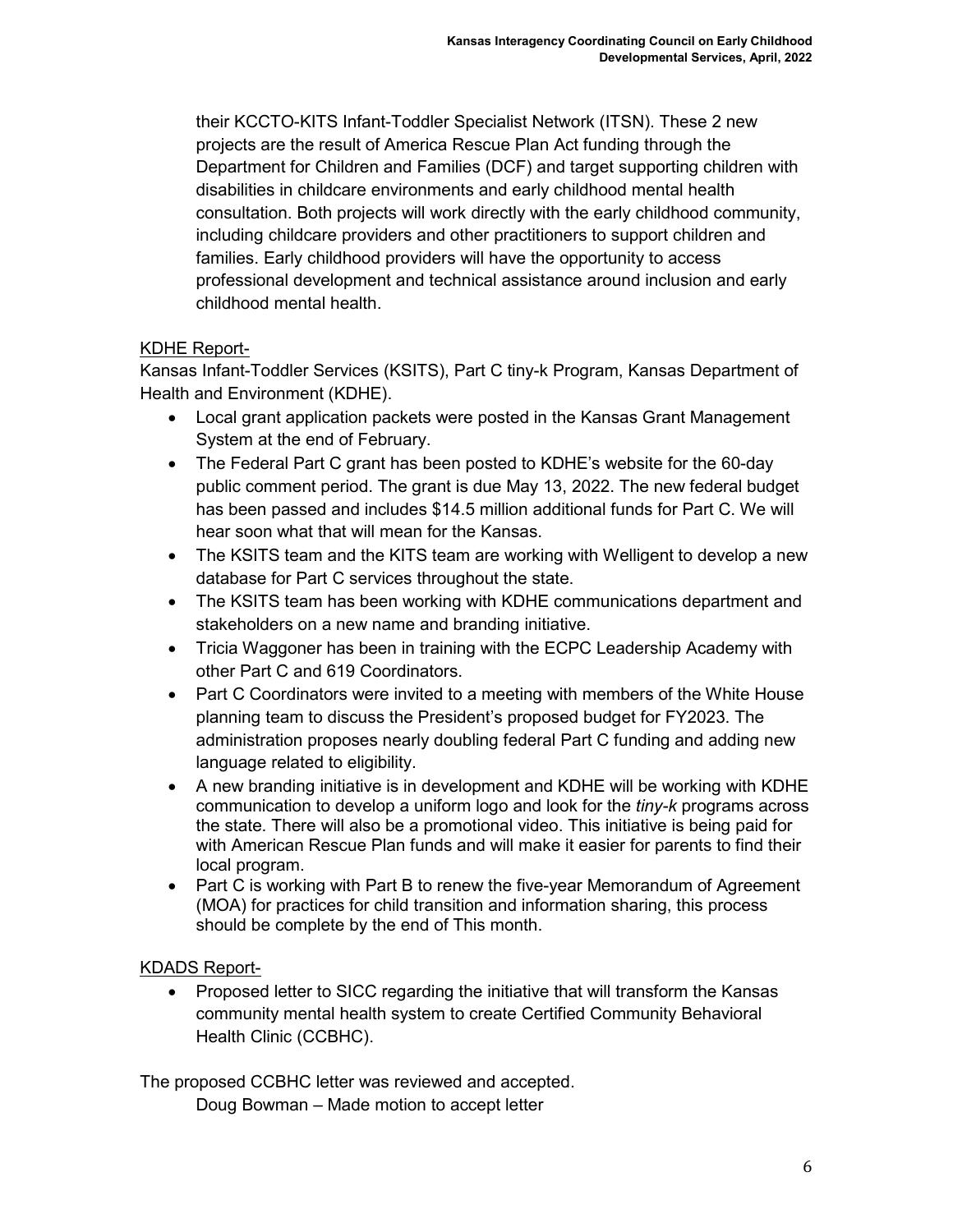their KCCTO-KITS Infant-Toddler Specialist Network (ITSN). These 2 new projects are the result of America Rescue Plan Act funding through the Department for Children and Families (DCF) and target supporting children with disabilities in childcare environments and early childhood mental health consultation. Both projects will work directly with the early childhood community, including childcare providers and other practitioners to support children and families. Early childhood providers will have the opportunity to access professional development and technical assistance around inclusion and early childhood mental health.

KDHE Report-

Kansas Infant-Toddler Services (KSITS), Part C tiny-k Program, Kansas Department of Health and Environment (KDHE).

- Local grant application packets were posted in the Kansas Grant Management System at the end of February.
- The Federal Part C grant has been posted to KDHE's website for the 60-day public comment period. The grant is due May 13, 2022. The new federal budget has been passed and includes $14.5 million additional funds for Part C. We will hear soon what that will mean for the Kansas.
- The KSITS team and the KITS team are working with Welligent to develop a new database for Part C services throughout the state.
- The KSITS team has been working with KDHE communications department and stakeholders on a new name and branding initiative.
- Tricia Waggoner has been in training with the ECPC Leadership Academy with other Part C and 619 Coordinators.
- Part C Coordinators were invited to a meeting with members of the White House planning team to discuss the President's proposed budget for FY2023. The administration proposes nearly doubling federal Part C funding and adding new language related to eligibility.
- A new branding initiative is in development and KDHE will be working with KDHE communication to develop a uniform logo and look for the *tiny-k* programs across the state. There will also be a promotional video. This initiative is being paid for with American Rescue Plan funds and will make it easier for parents to find their local program.
- Part C is working with Part B to renew the five-year Memorandum of Agreement (MOA) for practices for child transition and information sharing, this process should be complete by the end of This month.

KDADS Report-

- Proposed letter to SICC regarding the initiative that will transform the Kansas community mental health system to create Certified Community Behavioral Health Clinic (CCBHC).

The proposed CCBHC letter was reviewed and accepted.

Doug Bowman – Made motion to accept letter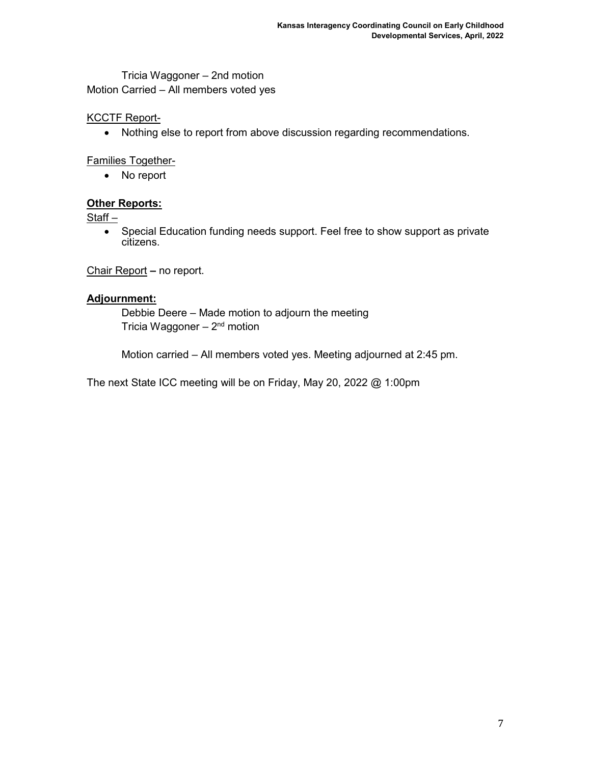Tricia Waggoner – 2nd motion

Motion Carried – All members voted yes

KCCTF Report-

- Nothing else to report from above discussion regarding recommendations.

Families Together-

- No report

**Other Reports:**

Staff –

- Special Education funding needs support. Feel free to show support as private citizens.

Chair Report **–** no report.

**Adjournment:**

Debbie Deere – Made motion to adjourn the meeting

Tricia Waggoner – 2nd motion

Motion carried – All members voted yes. Meeting adjourned at 2:45 pm.

The next State ICC meeting will be on Friday, May 20, 2022 @ 1:00pm